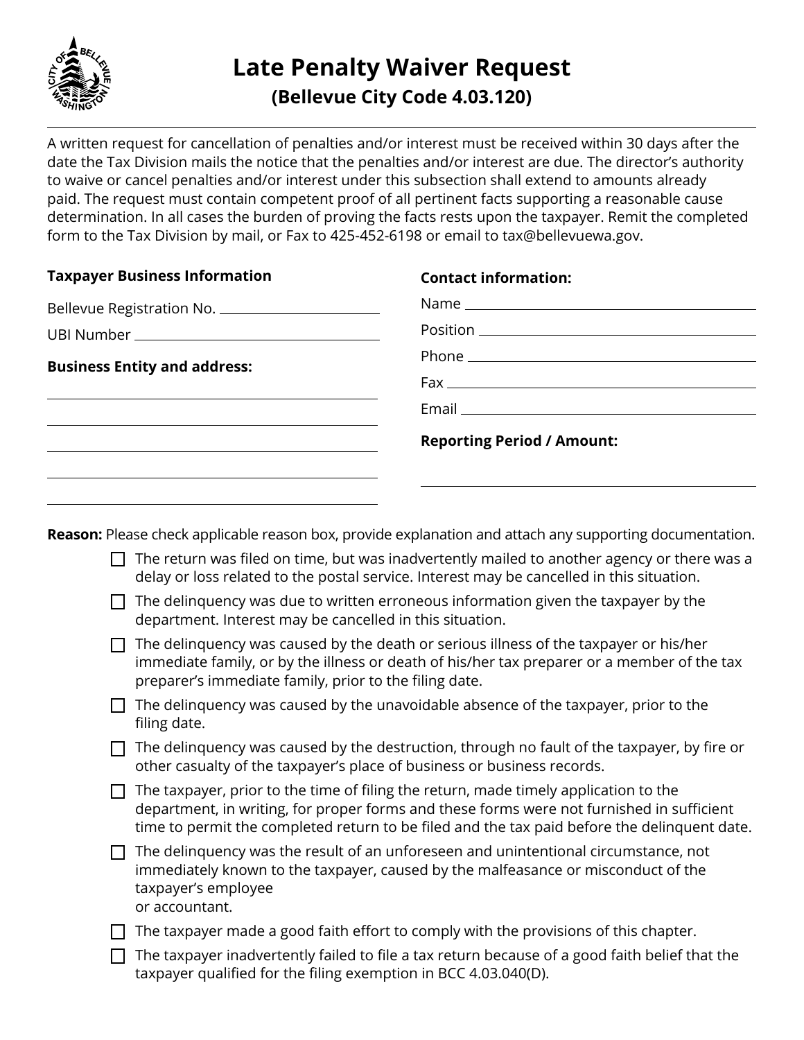# Late Penalty Waiver Request

## (Bellevue City Code 4.03.120)

A written request for cancellation of penalties and/or interest must be received within 30 days after the date the Tax Division mails the notice that the penalties and/or interest are due. The director's authority to waive or cancel penalties and/or interest under this subsection shall extend to amounts already paid. The request must contain competent proof of all pertinent facts supporting a reasonable cause determination. In all cases the burden of proving the facts rests upon the taxpayer. Remit the completed form to the Tax Division by mail, or Fax to 425-452-6198 or email to tax@bellevuewa.gov.

**Taxpayer Business Information**

Bellevue Registration No. ______________________

UBI Number ______________________

**Business Entity and address:**

______________________

______________________

______________________

______________________

______________________

**Contact information:**

Name ______________________

Position ______________________

Phone ______________________

Fax ______________________

Email ______________________

**Reporting Period / Amount:**

______________________

**Reason:** Please check applicable reason box, provide explanation and attach any supporting documentation.

- ☐ The return was filed on time, but was inadvertently mailed to another agency or there was a delay or loss related to the postal service. Interest may be cancelled in this situation.
- ☐ The delinquency was due to written erroneous information given the taxpayer by the department. Interest may be cancelled in this situation.
- ☐ The delinquency was caused by the death or serious illness of the taxpayer or his/her immediate family, or by the illness or death of his/her tax preparer or a member of the tax preparer's immediate family, prior to the filing date.
- ☐ The delinquency was caused by the unavoidable absence of the taxpayer, prior to the filing date.
- ☐ The delinquency was caused by the destruction, through no fault of the taxpayer, by fire or other casualty of the taxpayer's place of business or business records.
- ☐ The taxpayer, prior to the time of filing the return, made timely application to the department, in writing, for proper forms and these forms were not furnished in sufficient time to permit the completed return to be filed and the tax paid before the delinquent date.
- ☐ The delinquency was the result of an unforeseen and unintentional circumstance, not immediately known to the taxpayer, caused by the malfeasance or misconduct of the taxpayer's employee or accountant.
- ☐ The taxpayer made a good faith effort to comply with the provisions of this chapter.
- ☐ The taxpayer inadvertently failed to file a tax return because of a good faith belief that the taxpayer qualified for the filing exemption in BCC 4.03.040(D).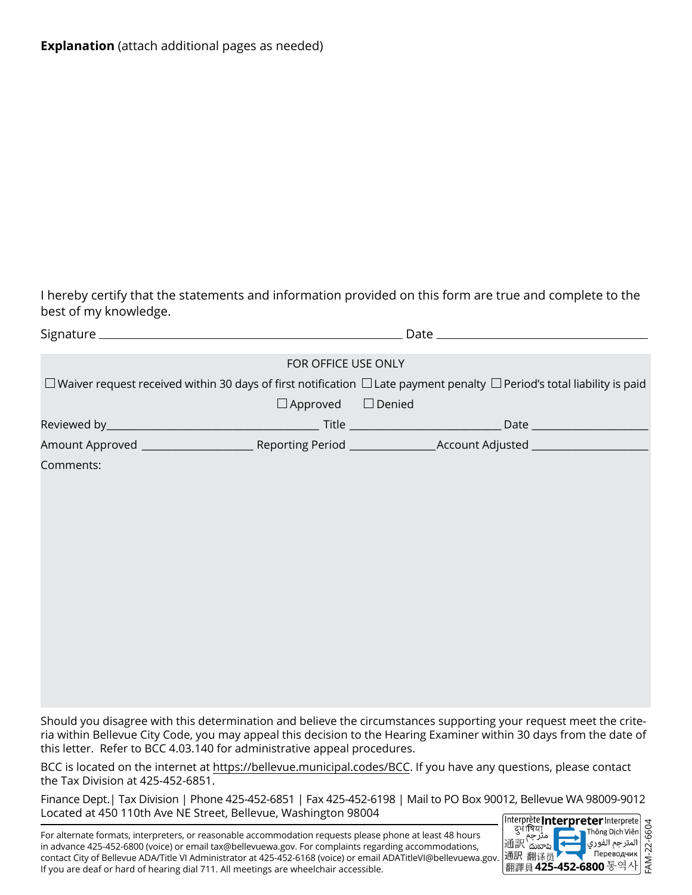**Explanation** (attach additional pages as needed)

I hereby certify that the statements and information provided on this form are true and complete to the best of my knowledge.

Signature ______________________________ Date ____________________

FOR OFFICE USE ONLY

☐ Waiver request received within 30 days of first notification ☐ Late payment penalty ☐ Period's total liability is paid

☐ Approved ☐ Denied

Reviewed by______________________ Title ________________ Date ______________

Amount Approved ____________ Reporting Period __________Account Adjusted ______________

Comments:

Should you disagree with this determination and believe the circumstances supporting your request meet the criteria within Bellevue City Code, you may appeal this decision to the Hearing Examiner within 30 days from the date of this letter. Refer to BCC 4.03.140 for administrative appeal procedures.

BCC is located on the internet at https://bellevue.municipal.codes/BCC. If you have any questions, please contact the Tax Division at 425-452-6851.

Finance Dept.| Tax Division | Phone 425-452-6851 | Fax 425-452-6198 | Mail to PO Box 90012, Bellevue WA 98009-9012
Located at 450 110th Ave NE Street, Bellevue, Washington 98004

For alternate formats, interpreters, or reasonable accommodation requests please phone at least 48 hours in advance 425-452-6800 (voice) or email tax@bellevuewa.gov. For complaints regarding accommodations, contact City of Bellevue ADA/Title VI Administrator at 425-452-6168 (voice) or email ADATitleVI@bellevuewa.gov. If you are deaf or hard of hearing dial 711. All meetings are wheelchair accessible.

Interprète **Interpreter** Interprete दुभाषिया مترجم 通訳 Thông Dịch Viên المترجم الفوري 通訳 翻译员 Переводчик 翻譯員 **425-452-6800** 통역사

FAM-22-6604